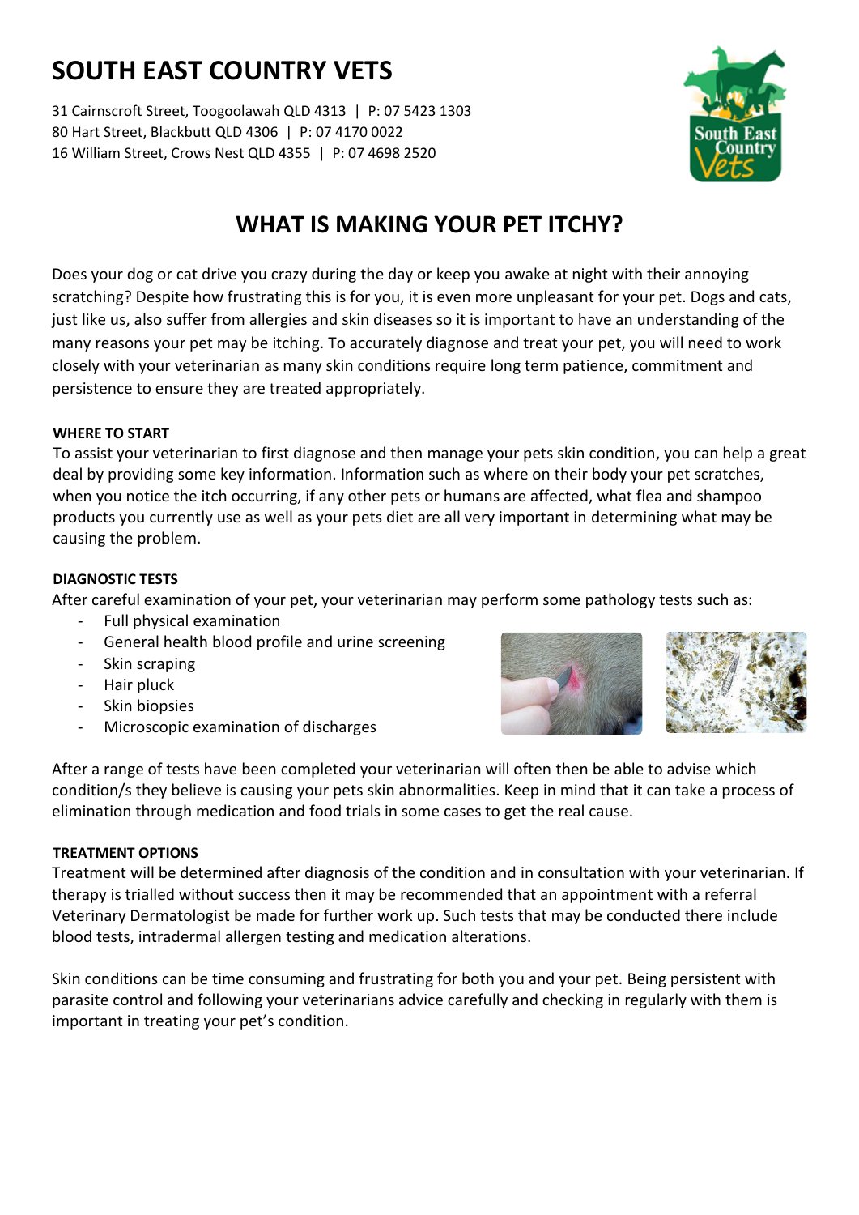# SOUTH EAST COUNTRY VETS

31 Cairnscroft Street, Toogoolawah QLD 4313 | P: 07 5423 1303
80 Hart Street, Blackbutt QLD 4306 | P: 07 4170 0022
16 William Street, Crows Nest QLD 4355 | P: 07 4698 2520

## WHAT IS MAKING YOUR PET ITCHY?

Does your dog or cat drive you crazy during the day or keep you awake at night with their annoying scratching? Despite how frustrating this is for you, it is even more unpleasant for your pet. Dogs and cats, just like us, also suffer from allergies and skin diseases so it is important to have an understanding of the many reasons your pet may be itching. To accurately diagnose and treat your pet, you will need to work closely with your veterinarian as many skin conditions require long term patience, commitment and persistence to ensure they are treated appropriately.

### WHERE TO START

To assist your veterinarian to first diagnose and then manage your pets skin condition, you can help a great deal by providing some key information. Information such as where on their body your pet scratches, when you notice the itch occurring, if any other pets or humans are affected, what flea and shampoo products you currently use as well as your pets diet are all very important in determining what may be causing the problem.

### DIAGNOSTIC TESTS

After careful examination of your pet, your veterinarian may perform some pathology tests such as:

- Full physical examination
- General health blood profile and urine screening
- Skin scraping
- Hair pluck
- Skin biopsies
- Microscopic examination of discharges

After a range of tests have been completed your veterinarian will often then be able to advise which condition/s they believe is causing your pets skin abnormalities. Keep in mind that it can take a process of elimination through medication and food trials in some cases to get the real cause.

### TREATMENT OPTIONS

Treatment will be determined after diagnosis of the condition and in consultation with your veterinarian. If therapy is trialled without success then it may be recommended that an appointment with a referral Veterinary Dermatologist be made for further work up. Such tests that may be conducted there include blood tests, intradermal allergen testing and medication alterations.

Skin conditions can be time consuming and frustrating for both you and your pet. Being persistent with parasite control and following your veterinarians advice carefully and checking in regularly with them is important in treating your pet's condition.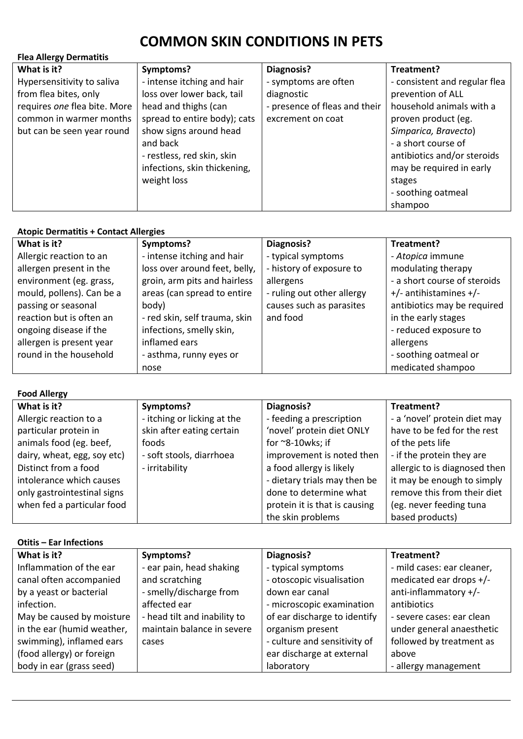# COMMON SKIN CONDITIONS IN PETS

**Flea Allergy Dermatitis**

| What is it? | Symptoms? | Diagnosis? | Treatment? |
| --- | --- | --- | --- |
| Hypersensitivity to saliva from flea bites, only requires *one* flea bite. More common in warmer months but can be seen year round | - intense itching and hair loss over lower back, tail head and thighs (can spread to entire body); cats show signs around head and back<br>- restless, red skin, skin infections, skin thickening, weight loss | - symptoms are often diagnostic<br>- presence of fleas and their excrement on coat | - consistent and regular flea prevention of ALL household animals with a proven product (eg. *Simparica, Bravecto*)<br>- a short course of antibiotics and/or steroids may be required in early stages<br>- soothing oatmeal shampoo |

**Atopic Dermatitis + Contact Allergies**

| What is it? | Symptoms? | Diagnosis? | Treatment? |
| --- | --- | --- | --- |
| Allergic reaction to an allergen present in the environment (eg. grass, mould, pollens). Can be a passing or seasonal reaction but is often an ongoing disease if the allergen is present year round in the household | - intense itching and hair loss over around feet, belly, groin, arm pits and hairless areas (can spread to entire body)<br>- red skin, self trauma, skin infections, smelly skin, inflamed ears<br>- asthma, runny eyes or nose | - typical symptoms<br>- history of exposure to allergens<br>- ruling out other allergy causes such as parasites and food | - *Atopica* immune modulating therapy<br>- a short course of steroids +/- antihistamines +/- antibiotics may be required in the early stages<br>- reduced exposure to allergens<br>- soothing oatmeal or medicated shampoo |

**Food Allergy**

| What is it? | Symptoms? | Diagnosis? | Treatment? |
| --- | --- | --- | --- |
| Allergic reaction to a particular protein in animals food (eg. beef, dairy, wheat, egg, soy etc) Distinct from a food intolerance which causes only gastrointestinal signs when fed a particular food | - itching or licking at the skin after eating certain foods<br>- soft stools, diarrhoea<br>- irritability | - feeding a prescription 'novel' protein diet ONLY for ~8-10wks; if improvement is noted then a food allergy is likely<br>- dietary trials may then be done to determine what protein it is that is causing the skin problems | - a 'novel' protein diet may have to be fed for the rest of the pets life<br>- if the protein they are allergic to is diagnosed then it may be enough to simply remove this from their diet (eg. never feeding tuna based products) |

**Otitis – Ear Infections**

| What is it? | Symptoms? | Diagnosis? | Treatment? |
| --- | --- | --- | --- |
| Inflammation of the ear canal often accompanied by a yeast or bacterial infection.<br>May be caused by moisture in the ear (humid weather, swimming), inflamed ears (food allergy) or foreign body in ear (grass seed) | - ear pain, head shaking and scratching<br>- smelly/discharge from affected ear<br>- head tilt and inability to maintain balance in severe cases | - typical symptoms<br>- otoscopic visualisation down ear canal<br>- microscopic examination of ear discharge to identify organism present<br>- culture and sensitivity of ear discharge at external laboratory | - mild cases: ear cleaner, medicated ear drops +/- anti-inflammatory +/- antibiotics<br>- severe cases: ear clean under general anaesthetic followed by treatment as above<br>- allergy management |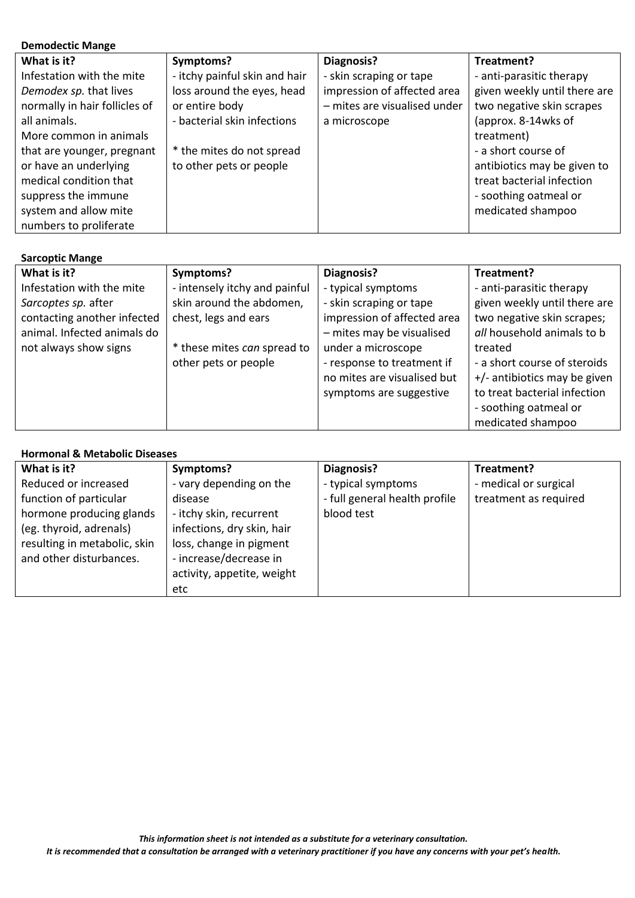**Demodectic Mange**

| What is it? | Symptoms? | Diagnosis? | Treatment? |
|---|---|---|---|
| Infestation with the mite *Demodex sp.* that lives normally in hair follicles of all animals.<br>More common in animals that are younger, pregnant or have an underlying medical condition that suppress the immune system and allow mite numbers to proliferate | - itchy painful skin and hair loss around the eyes, head or entire body<br>- bacterial skin infections<br><br>* the mites do not spread to other pets or people | - skin scraping or tape impression of affected area – mites are visualised under a microscope | - anti-parasitic therapy given weekly until there are two negative skin scrapes (approx. 8-14wks of treatment)<br>- a short course of antibiotics may be given to treat bacterial infection<br>- soothing oatmeal or medicated shampoo |

**Sarcoptic Mange**

| What is it? | Symptoms? | Diagnosis? | Treatment? |
|---|---|---|---|
| Infestation with the mite *Sarcoptes sp.* after contacting another infected animal. Infected animals do not always show signs | - intensely itchy and painful skin around the abdomen, chest, legs and ears<br><br>* these mites *can* spread to other pets or people | - typical symptoms<br>- skin scraping or tape impression of affected area – mites may be visualised under a microscope<br>- response to treatment if no mites are visualised but symptoms are suggestive | - anti-parasitic therapy given weekly until there are two negative skin scrapes; *all* household animals to b treated<br>- a short course of steroids +/- antibiotics may be given to treat bacterial infection<br>- soothing oatmeal or medicated shampoo |

**Hormonal & Metabolic Diseases**

| What is it? | Symptoms? | Diagnosis? | Treatment? |
|---|---|---|---|
| Reduced or increased function of particular hormone producing glands (eg. thyroid, adrenals) resulting in metabolic, skin and other disturbances. | - vary depending on the disease<br>- itchy skin, recurrent infections, dry skin, hair loss, change in pigment<br>- increase/decrease in activity, appetite, weight etc | - typical symptoms<br>- full general health profile blood test | - medical or surgical treatment as required |

*This information sheet is not intended as a substitute for a veterinary consultation.*
*It is recommended that a consultation be arranged with a veterinary practitioner if you have any concerns with your pet's health.*